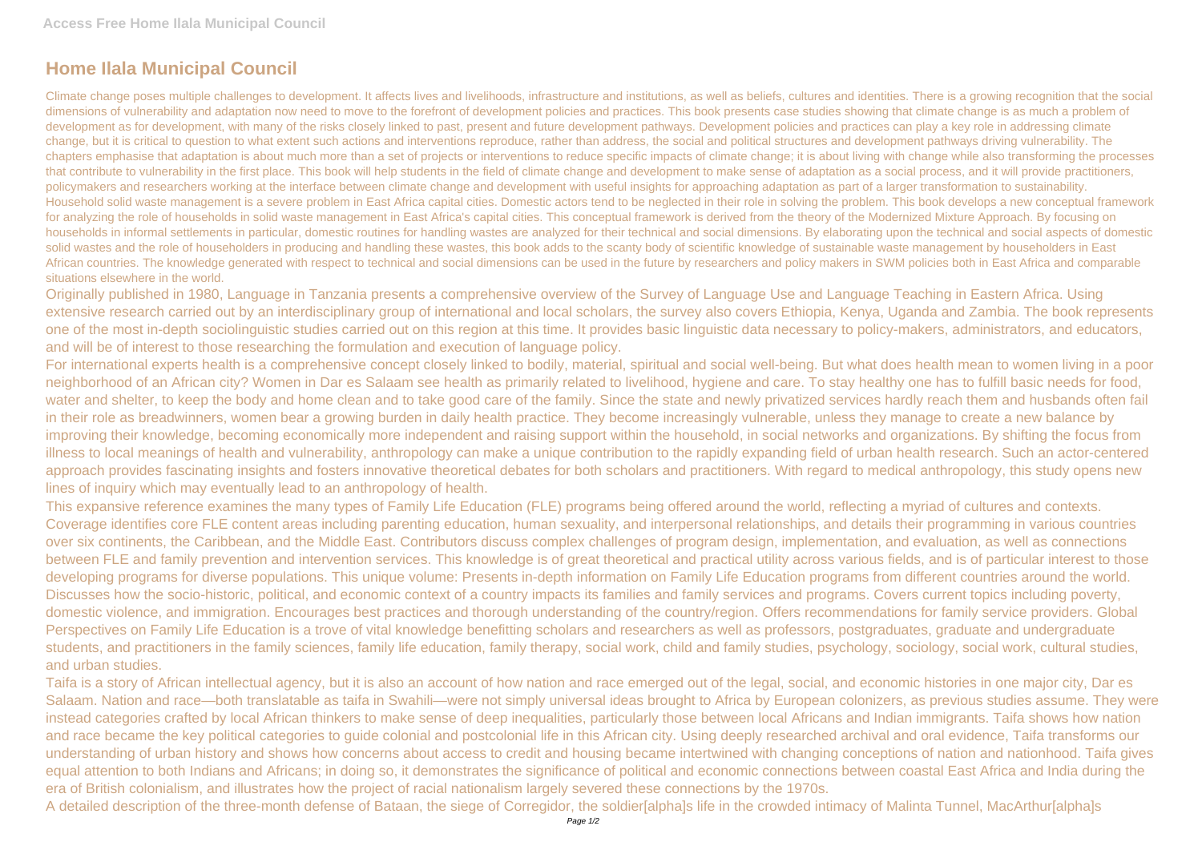# Home Ilala Municipal Council

Climate change poses multiple challenges to development. It affects lives and livelihoods, infrastructure and institutions, as well as beliefs, cultures and identities. There is a growing recognition that the social dimensions of vulnerability and adaptation now need to move to the forefront of development policies and practices. This book presents case studies showing that climate change is as much a problem of development as for development, with many of the risks closely linked to past, present and future development pathways. Development policies and practices can play a key role in addressing climate change, but it is critical to question to what extent such actions and interventions reproduce, rather than address, the social and political structures and development pathways driving vulnerability. The chapters emphasise that adaptation is about much more than a set of projects or interventions to reduce specific impacts of climate change; it is about living with change while also transforming the processes that contribute to vulnerability in the first place. This book will help students in the field of climate change and development to make sense of adaptation as a social process, and it will provide practitioners, policymakers and researchers working at the interface between climate change and development with useful insights for approaching adaptation as part of a larger transformation to sustainability.

Household solid waste management is a severe problem in East Africa capital cities. Domestic actors tend to be neglected in their role in solving the problem. This book develops a new conceptual framework for analyzing the role of households in solid waste management in East Africa's capital cities. This conceptual framework is derived from the theory of the Modernized Mixture Approach. By focusing on households in informal settlements in particular, domestic routines for handling wastes are analyzed for their technical and social dimensions. By elaborating upon the technical and social aspects of domestic solid wastes and the role of householders in producing and handling these wastes, this book adds to the scanty body of scientific knowledge of sustainable waste management by householders in East African countries. The knowledge generated with respect to technical and social dimensions can be used in the future by researchers and policy makers in SWM policies both in East Africa and comparable situations elsewhere in the world.

Originally published in 1980, Language in Tanzania presents a comprehensive overview of the Survey of Language Use and Language Teaching in Eastern Africa. Using extensive research carried out by an interdisciplinary group of international and local scholars, the survey also covers Ethiopia, Kenya, Uganda and Zambia. The book represents one of the most in-depth sociolinguistic studies carried out on this region at this time. It provides basic linguistic data necessary to policy-makers, administrators, and educators, and will be of interest to those researching the formulation and execution of language policy.

For international experts health is a comprehensive concept closely linked to bodily, material, spiritual and social well-being. But what does health mean to women living in a poor neighborhood of an African city? Women in Dar es Salaam see health as primarily related to livelihood, hygiene and care. To stay healthy one has to fulfill basic needs for food, water and shelter, to keep the body and home clean and to take good care of the family. Since the state and newly privatized services hardly reach them and husbands often fail in their role as breadwinners, women bear a growing burden in daily health practice. They become increasingly vulnerable, unless they manage to create a new balance by improving their knowledge, becoming economically more independent and raising support within the household, in social networks and organizations. By shifting the focus from illness to local meanings of health and vulnerability, anthropology can make a unique contribution to the rapidly expanding field of urban health research. Such an actor-centered approach provides fascinating insights and fosters innovative theoretical debates for both scholars and practitioners. With regard to medical anthropology, this study opens new lines of inquiry which may eventually lead to an anthropology of health.

This expansive reference examines the many types of Family Life Education (FLE) programs being offered around the world, reflecting a myriad of cultures and contexts. Coverage identifies core FLE content areas including parenting education, human sexuality, and interpersonal relationships, and details their programming in various countries over six continents, the Caribbean, and the Middle East. Contributors discuss complex challenges of program design, implementation, and evaluation, as well as connections between FLE and family prevention and intervention services. This knowledge is of great theoretical and practical utility across various fields, and is of particular interest to those developing programs for diverse populations. This unique volume: Presents in-depth information on Family Life Education programs from different countries around the world. Discusses how the socio-historic, political, and economic context of a country impacts its families and family services and programs. Covers current topics including poverty, domestic violence, and immigration. Encourages best practices and thorough understanding of the country/region. Offers recommendations for family service providers. Global Perspectives on Family Life Education is a trove of vital knowledge benefitting scholars and researchers as well as professors, postgraduates, graduate and undergraduate students, and practitioners in the family sciences, family life education, family therapy, social work, child and family studies, psychology, sociology, social work, cultural studies, and urban studies.

Taifa is a story of African intellectual agency, but it is also an account of how nation and race emerged out of the legal, social, and economic histories in one major city, Dar es Salaam. Nation and race—both translatable as taifa in Swahili—were not simply universal ideas brought to Africa by European colonizers, as previous studies assume. They were instead categories crafted by local African thinkers to make sense of deep inequalities, particularly those between local Africans and Indian immigrants. Taifa shows how nation and race became the key political categories to guide colonial and postcolonial life in this African city. Using deeply researched archival and oral evidence, Taifa transforms our understanding of urban history and shows how concerns about access to credit and housing became intertwined with changing conceptions of nation and nationhood. Taifa gives equal attention to both Indians and Africans; in doing so, it demonstrates the significance of political and economic connections between coastal East Africa and India during the era of British colonialism, and illustrates how the project of racial nationalism largely severed these connections by the 1970s.

A detailed description of the three-month defense of Bataan, the siege of Corregidor, the soldier[alpha]s life in the crowded intimacy of Malinta Tunnel, MacArthur[alpha]s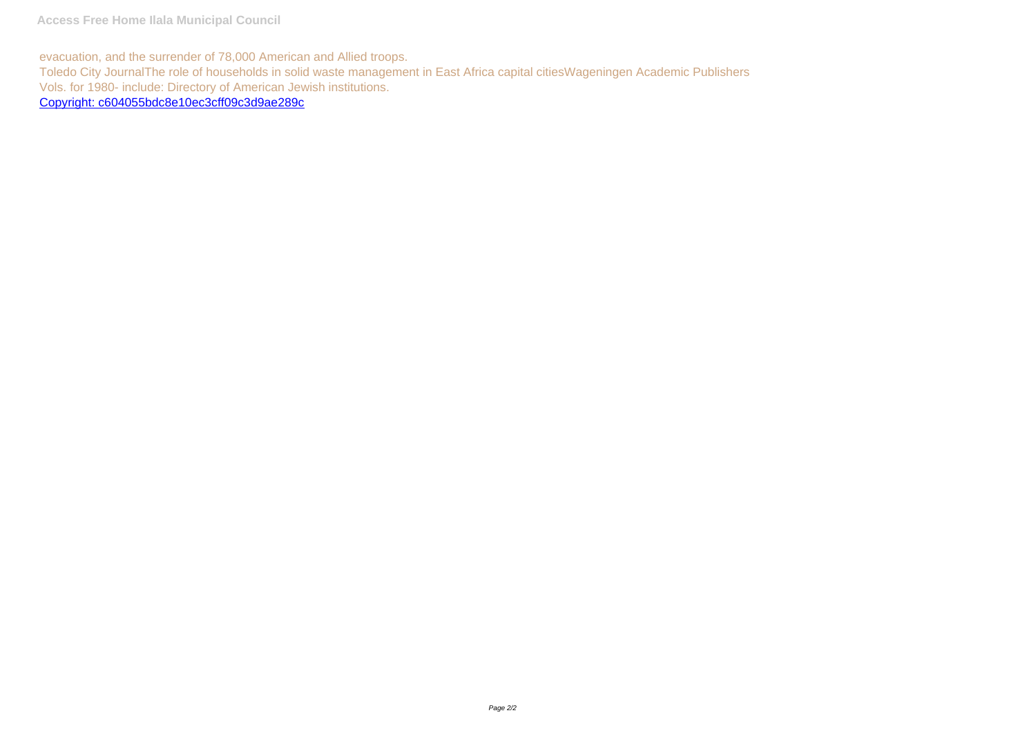evacuation, and the surrender of 78,000 American and Allied troops.

Toledo City JournalThe role of households in solid waste management in East Africa capital citiesWageningen Academic Publishers

Vols. for 1980- include: Directory of American Jewish institutions.

[Copyright: c604055bdc8e10ec3cff09c3d9ae289c]